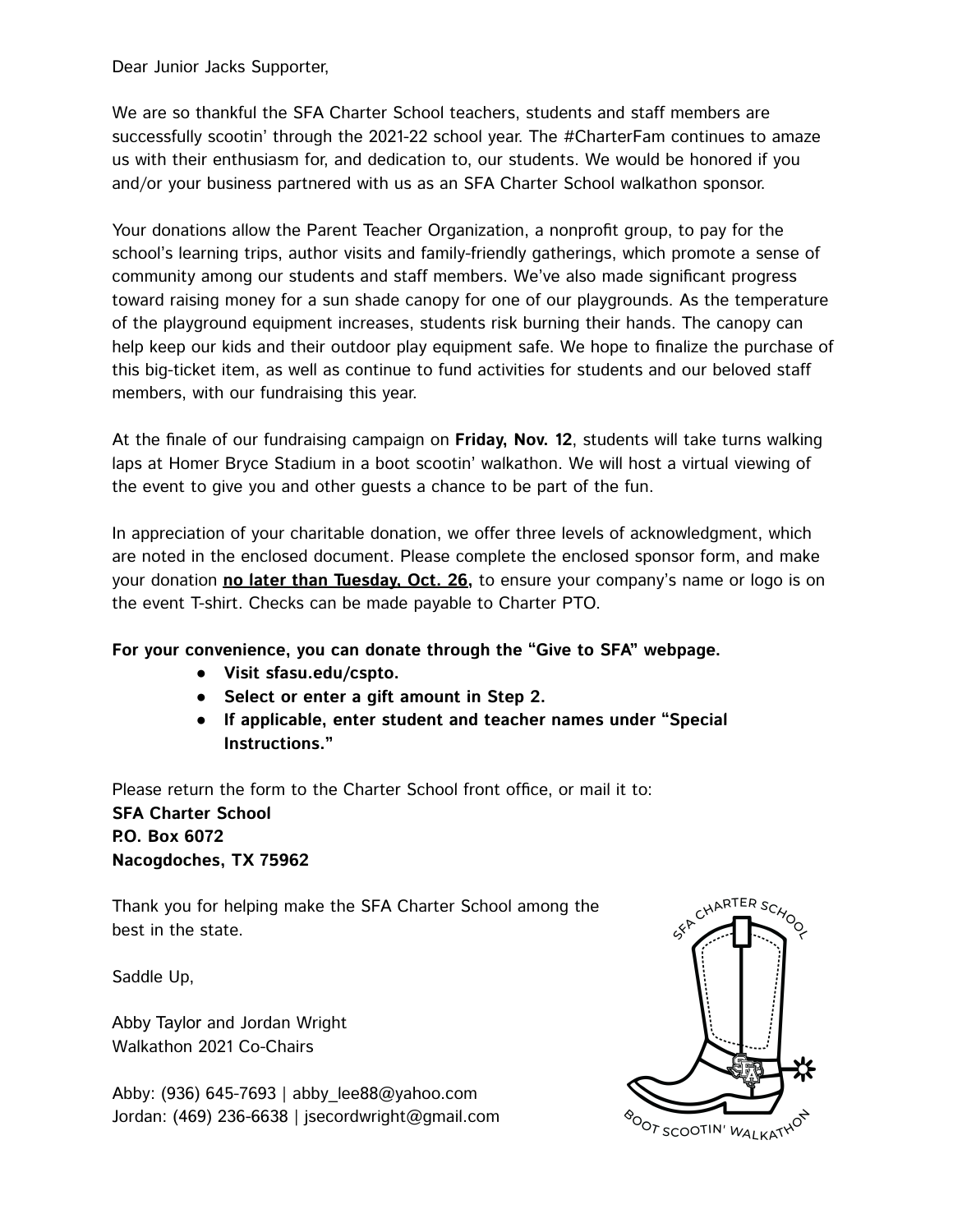Dear Junior Jacks Supporter,

We are so thankful the SFA Charter School teachers, students and staff members are successfully scootin' through the 2021-22 school year. The #CharterFam continues to amaze us with their enthusiasm for, and dedication to, our students. We would be honored if you and/or your business partnered with us as an SFA Charter School walkathon sponsor.

Your donations allow the Parent Teacher Organization, a nonprofit group, to pay for the school's learning trips, author visits and family-friendly gatherings, which promote a sense of community among our students and staff members. We've also made significant progress toward raising money for a sun shade canopy for one of our playgrounds. As the temperature of the playground equipment increases, students risk burning their hands. The canopy can help keep our kids and their outdoor play equipment safe. We hope to finalize the purchase of this big-ticket item, as well as continue to fund activities for students and our beloved staff members, with our fundraising this year.

At the finale of our fundraising campaign on **Friday, Nov. 12**, students will take turns walking laps at Homer Bryce Stadium in a boot scootin' walkathon. We will host a virtual viewing of the event to give you and other guests a chance to be part of the fun.

In appreciation of your charitable donation, we offer three levels of acknowledgment, which are noted in the enclosed document. Please complete the enclosed sponsor form, and make your donation **no later than Tuesday, Oct. 26,** to ensure your company's name or logo is on the event T-shirt. Checks can be made payable to Charter PTO.

**For your convenience, you can donate through the "Give to SFA" webpage.**

- **Visit sfasu.edu/cspto.**
- **Select or enter a gift amount in Step 2.**
- **If applicable, enter student and teacher names under "Special Instructions."**

Please return the form to the Charter School front office, or mail it to:
**SFA Charter School**
**P.O. Box 6072**
**Nacogdoches, TX 75962**

Thank you for helping make the SFA Charter School among the best in the state.

Saddle Up,

Abby Taylor and Jordan Wright
Walkathon 2021 Co-Chairs

Abby: (936) 645-7693 | abby_lee88@yahoo.com
Jordan: (469) 236-6638 | jsecordwright@gmail.com

SFA CHARTER SCHOOL
BOOT SCOOTIN' WALKATHON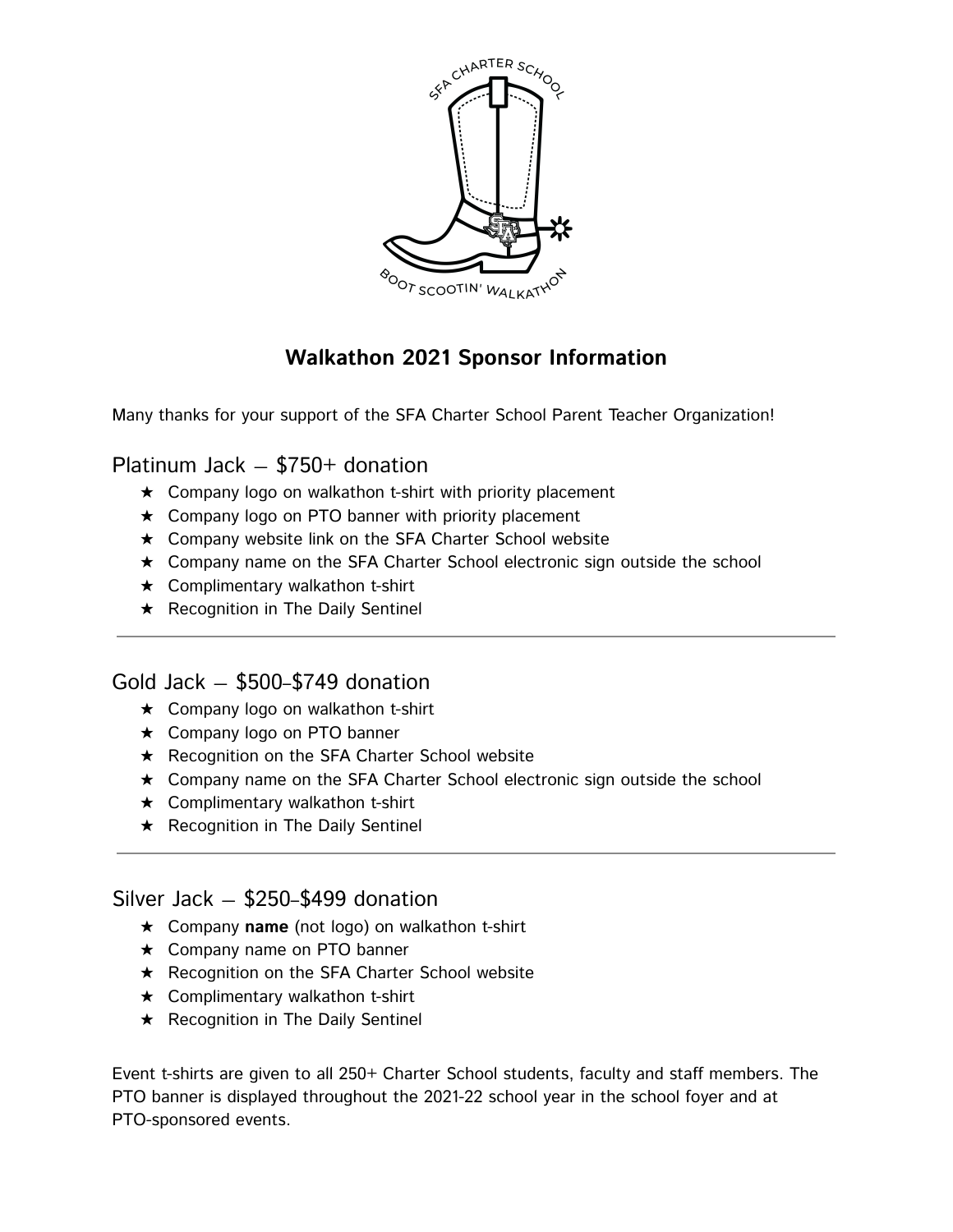# Walkathon 2021 Sponsor Information

Many thanks for your support of the SFA Charter School Parent Teacher Organization!

## Platinum Jack – $750+ donation

- ★ Company logo on walkathon t-shirt with priority placement
- ★ Company logo on PTO banner with priority placement
- ★ Company website link on the SFA Charter School website
- ★ Company name on the SFA Charter School electronic sign outside the school
- ★ Complimentary walkathon t-shirt
- ★ Recognition in The Daily Sentinel

---

## Gold Jack – $500–$749 donation

- ★ Company logo on walkathon t-shirt
- ★ Company logo on PTO banner
- ★ Recognition on the SFA Charter School website
- ★ Company name on the SFA Charter School electronic sign outside the school
- ★ Complimentary walkathon t-shirt
- ★ Recognition in The Daily Sentinel

---

## Silver Jack – $250–$499 donation

- ★ Company **name** (not logo) on walkathon t-shirt
- ★ Company name on PTO banner
- ★ Recognition on the SFA Charter School website
- ★ Complimentary walkathon t-shirt
- ★ Recognition in The Daily Sentinel

Event t-shirts are given to all 250+ Charter School students, faculty and staff members. The PTO banner is displayed throughout the 2021-22 school year in the school foyer and at PTO-sponsored events.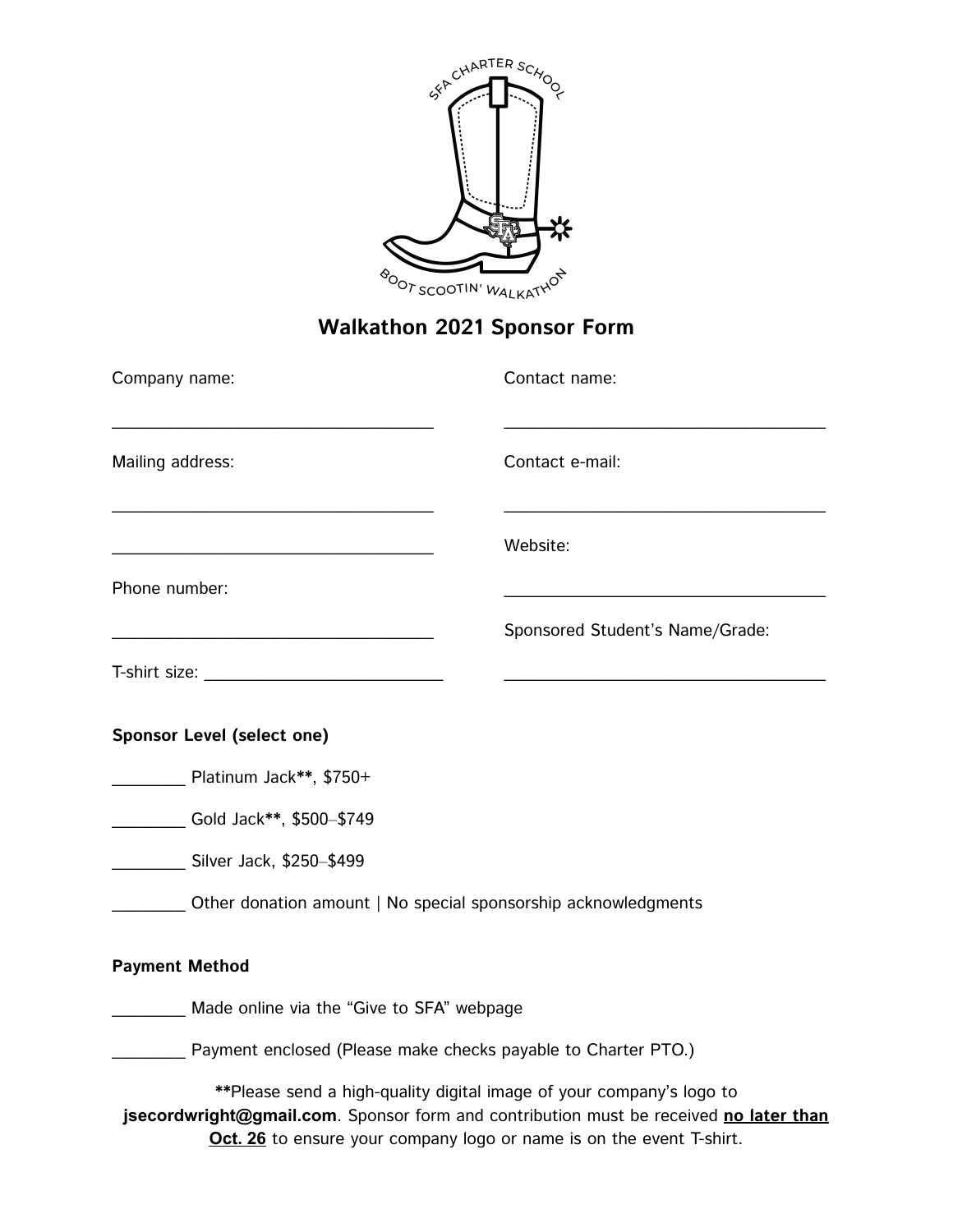SFA CHARTER SCHOOL

BOOT SCOOTIN' WALKATHON

## Walkathon 2021 Sponsor Form

Company name:

___________________________________

Contact name:

___________________________________

Mailing address:

___________________________________

___________________________________

Contact e-mail:

___________________________________

Website:

___________________________________

Phone number:

___________________________________

Sponsored Student's Name/Grade:

___________________________________

T-shirt size: _________________________

**Sponsor Level (select one)**

________ Platinum Jack**, $750+

________ Gold Jack**, $500–$749

________ Silver Jack, $250–$499

________ Other donation amount | No special sponsorship acknowledgments

**Payment Method**

________ Made online via the "Give to SFA" webpage

________ Payment enclosed (Please make checks payable to Charter PTO.)

**Please send a high-quality digital image of your company's logo to **jsecordwright@gmail.com**. Sponsor form and contribution must be received **no later than Oct. 26** to ensure your company logo or name is on the event T-shirt.